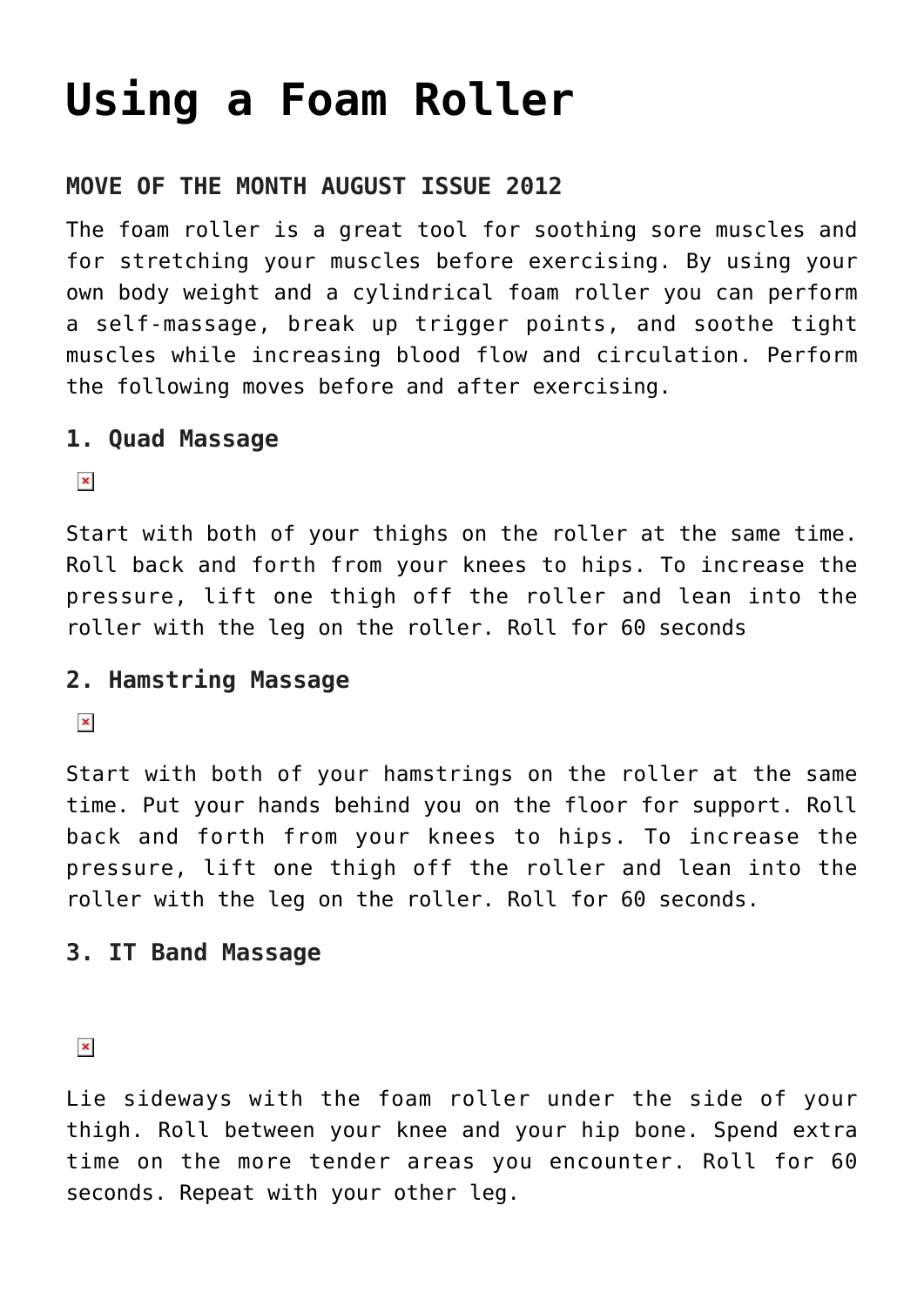# Using a Foam Roller

### MOVE OF THE MONTH AUGUST ISSUE 2012

The foam roller is a great tool for soothing sore muscles and for stretching your muscles before exercising. By using your own body weight and a cylindrical foam roller you can perform a self-massage, break up trigger points, and soothe tight muscles while increasing blood flow and circulation. Perform the following moves before and after exercising.

### 1. Quad Massage

Start with both of your thighs on the roller at the same time. Roll back and forth from your knees to hips. To increase the pressure, lift one thigh off the roller and lean into the roller with the leg on the roller. Roll for 60 seconds

### 2. Hamstring Massage

Start with both of your hamstrings on the roller at the same time. Put your hands behind you on the floor for support. Roll back and forth from your knees to hips. To increase the pressure, lift one thigh off the roller and lean into the roller with the leg on the roller. Roll for 60 seconds.

### 3. IT Band Massage

Lie sideways with the foam roller under the side of your thigh. Roll between your knee and your hip bone. Spend extra time on the more tender areas you encounter. Roll for 60 seconds. Repeat with your other leg.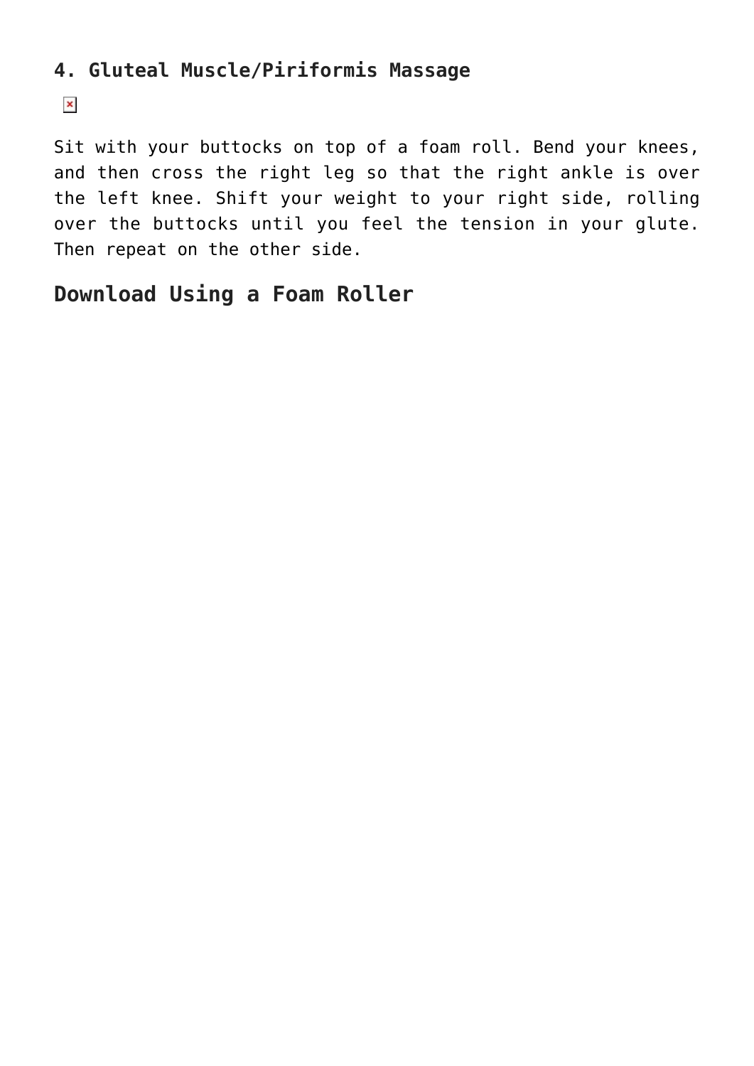#### 4. Gluteal Muscle/Piriformis Massage

Sit with your buttocks on top of a foam roll. Bend your knees, and then cross the right leg so that the right ankle is over the left knee. Shift your weight to your right side, rolling over the buttocks until you feel the tension in your glute. Then repeat on the other side.

## Download Using a Foam Roller